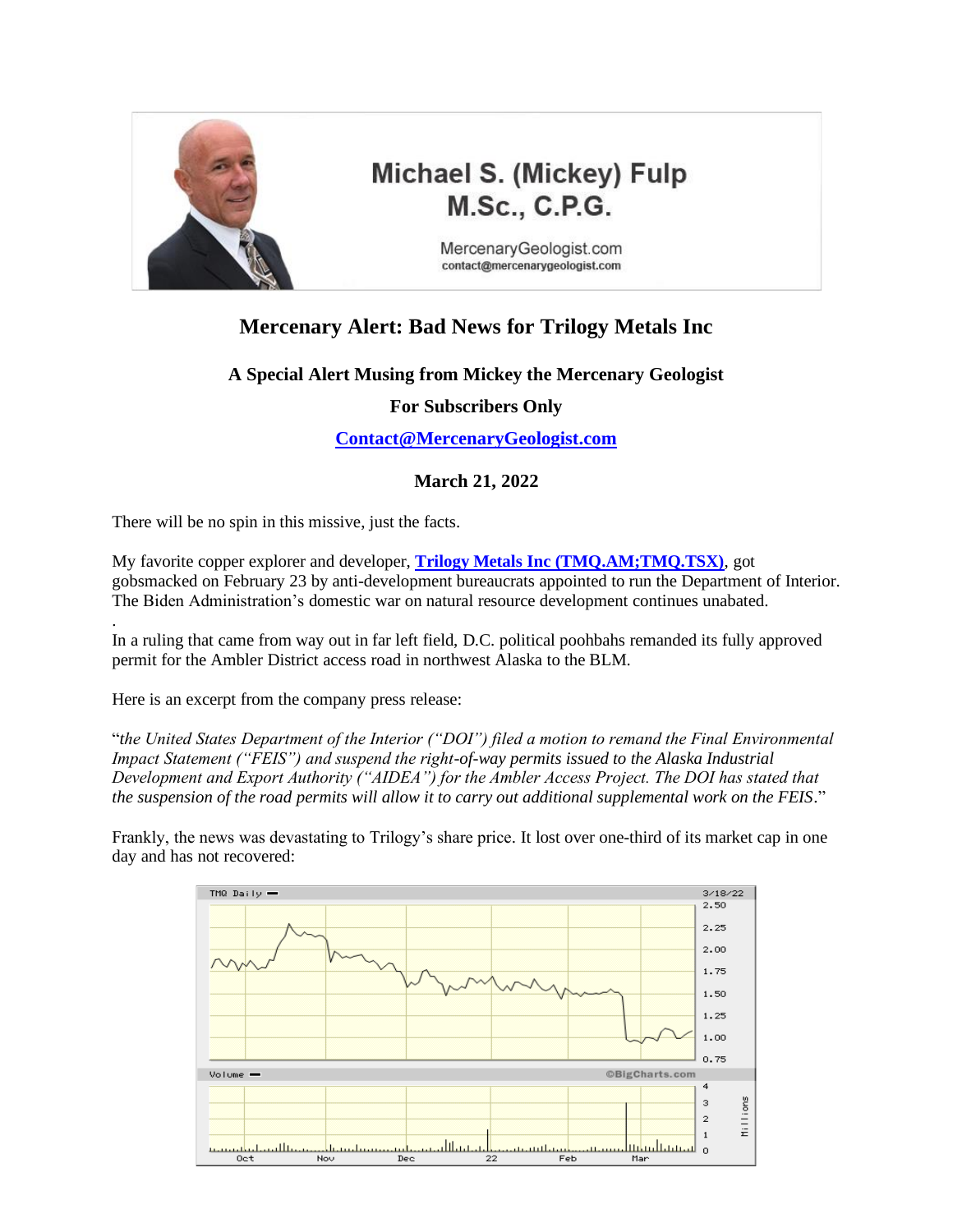Michael S. (Mickey) Fulp
M.Sc., C.P.G.

MercenaryGeologist.com
contact@mercenarygeologist.com

# Mercenary Alert: Bad News for Trilogy Metals Inc

**A Special Alert Musing from Mickey the Mercenary Geologist**

**For Subscribers Only**

**[Contact@MercenaryGeologist.com](mailto:Contact@MercenaryGeologist.com)**

**March 21, 2022**

There will be no spin in this missive, just the facts.

My favorite copper explorer and developer, **[Trilogy Metals Inc (TMQ.AM;TMQ.TSX)](#)**, got gobsmacked on February 23 by anti-development bureaucrats appointed to run the Department of Interior. The Biden Administration's domestic war on natural resource development continues unabated.

In a ruling that came from way out in far left field, D.C. political poohbahs remanded its fully approved permit for the Ambler District access road in northwest Alaska to the BLM.

Here is an excerpt from the company press release:

"*the United States Department of the Interior ("DOI") filed a motion to remand the Final Environmental Impact Statement ("FEIS") and suspend the right-of-way permits issued to the Alaska Industrial Development and Export Authority ("AIDEA") for the Ambler Access Project. The DOI has stated that the suspension of the road permits will allow it to carry out additional supplemental work on the FEIS*."

Frankly, the news was devastating to Trilogy's share price. It lost over one-third of its market cap in one day and has not recovered: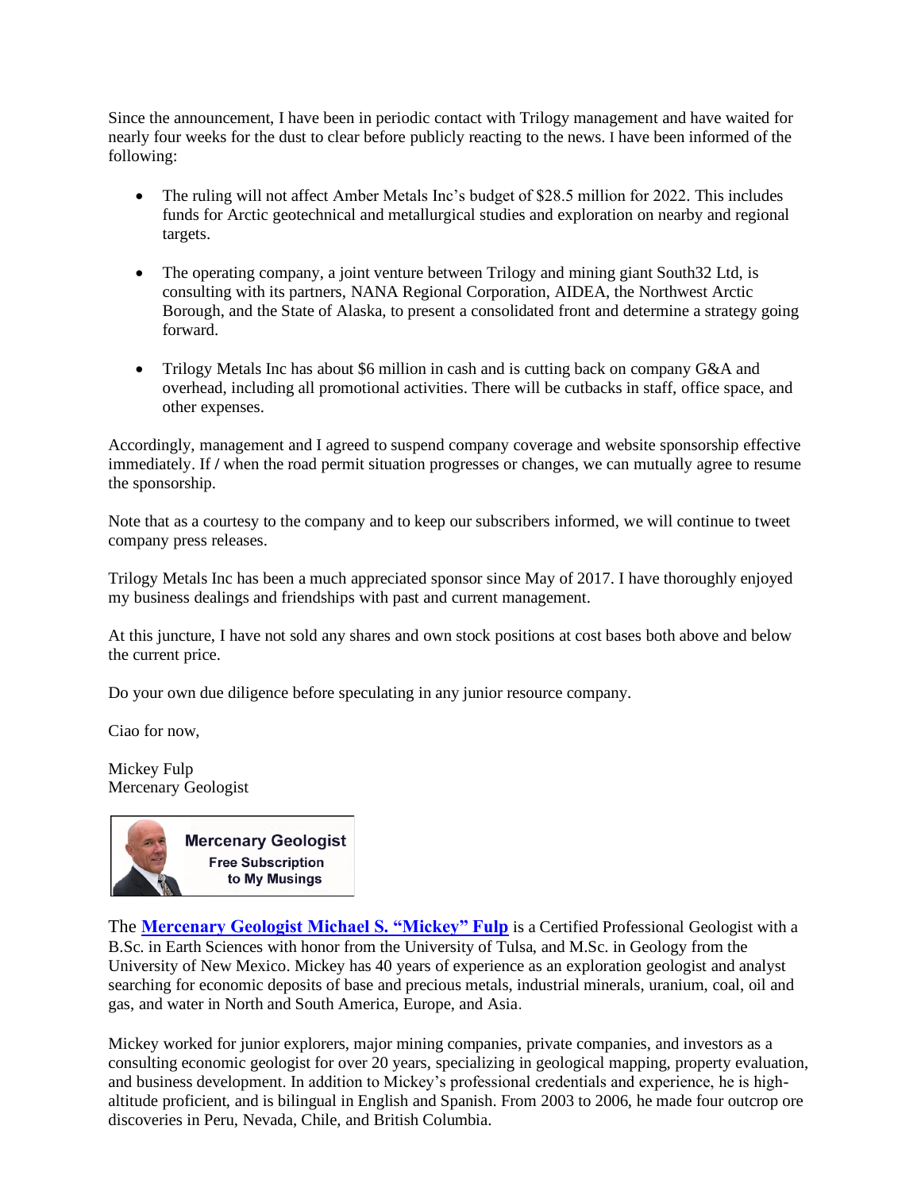Since the announcement, I have been in periodic contact with Trilogy management and have waited for nearly four weeks for the dust to clear before publicly reacting to the news. I have been informed of the following:

- The ruling will not affect Amber Metals Inc's budget of $28.5 million for 2022. This includes funds for Arctic geotechnical and metallurgical studies and exploration on nearby and regional targets.

- The operating company, a joint venture between Trilogy and mining giant South32 Ltd, is consulting with its partners, NANA Regional Corporation, AIDEA, the Northwest Arctic Borough, and the State of Alaska, to present a consolidated front and determine a strategy going forward.

- Trilogy Metals Inc has about $6 million in cash and is cutting back on company G&A and overhead, including all promotional activities. There will be cutbacks in staff, office space, and other expenses.

Accordingly, management and I agreed to suspend company coverage and website sponsorship effective immediately. If / when the road permit situation progresses or changes, we can mutually agree to resume the sponsorship.

Note that as a courtesy to the company and to keep our subscribers informed, we will continue to tweet company press releases.

Trilogy Metals Inc has been a much appreciated sponsor since May of 2017. I have thoroughly enjoyed my business dealings and friendships with past and current management.

At this juncture, I have not sold any shares and own stock positions at cost bases both above and below the current price.

Do your own due diligence before speculating in any junior resource company.

Ciao for now,

Mickey Fulp
Mercenary Geologist

**Mercenary Geologist**
**Free Subscription to My Musings**

The **Mercenary Geologist Michael S. "Mickey" Fulp** is a Certified Professional Geologist with a B.Sc. in Earth Sciences with honor from the University of Tulsa, and M.Sc. in Geology from the University of New Mexico. Mickey has 40 years of experience as an exploration geologist and analyst searching for economic deposits of base and precious metals, industrial minerals, uranium, coal, oil and gas, and water in North and South America, Europe, and Asia.

Mickey worked for junior explorers, major mining companies, private companies, and investors as a consulting economic geologist for over 20 years, specializing in geological mapping, property evaluation, and business development. In addition to Mickey's professional credentials and experience, he is high-altitude proficient, and is bilingual in English and Spanish. From 2003 to 2006, he made four outcrop ore discoveries in Peru, Nevada, Chile, and British Columbia.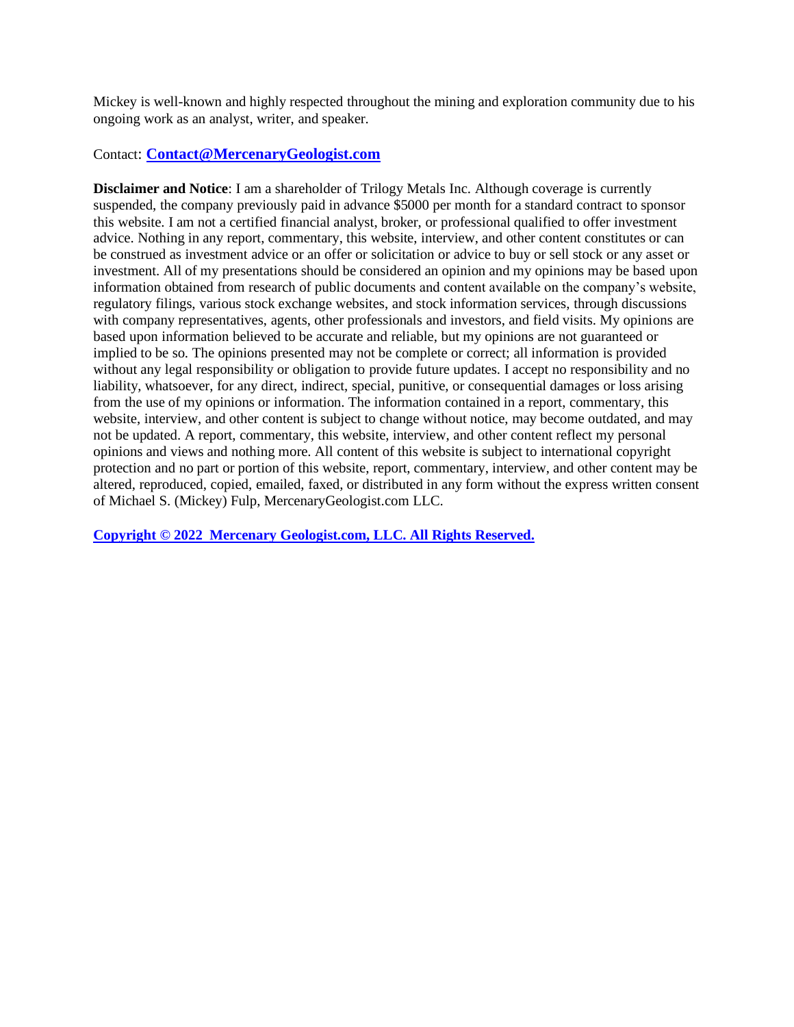Mickey is well-known and highly respected throughout the mining and exploration community due to his ongoing work as an analyst, writer, and speaker.

Contact: **Contact@MercenaryGeologist.com**

**Disclaimer and Notice**: I am a shareholder of Trilogy Metals Inc. Although coverage is currently suspended, the company previously paid in advance $5000 per month for a standard contract to sponsor this website. I am not a certified financial analyst, broker, or professional qualified to offer investment advice. Nothing in any report, commentary, this website, interview, and other content constitutes or can be construed as investment advice or an offer or solicitation or advice to buy or sell stock or any asset or investment. All of my presentations should be considered an opinion and my opinions may be based upon information obtained from research of public documents and content available on the company's website, regulatory filings, various stock exchange websites, and stock information services, through discussions with company representatives, agents, other professionals and investors, and field visits. My opinions are based upon information believed to be accurate and reliable, but my opinions are not guaranteed or implied to be so. The opinions presented may not be complete or correct; all information is provided without any legal responsibility or obligation to provide future updates. I accept no responsibility and no liability, whatsoever, for any direct, indirect, special, punitive, or consequential damages or loss arising from the use of my opinions or information. The information contained in a report, commentary, this website, interview, and other content is subject to change without notice, may become outdated, and may not be updated. A report, commentary, this website, interview, and other content reflect my personal opinions and views and nothing more. All content of this website is subject to international copyright protection and no part or portion of this website, report, commentary, interview, and other content may be altered, reproduced, copied, emailed, faxed, or distributed in any form without the express written consent of Michael S. (Mickey) Fulp, MercenaryGeologist.com LLC.

**Copyright © 2022 Mercenary Geologist.com, LLC. All Rights Reserved.**